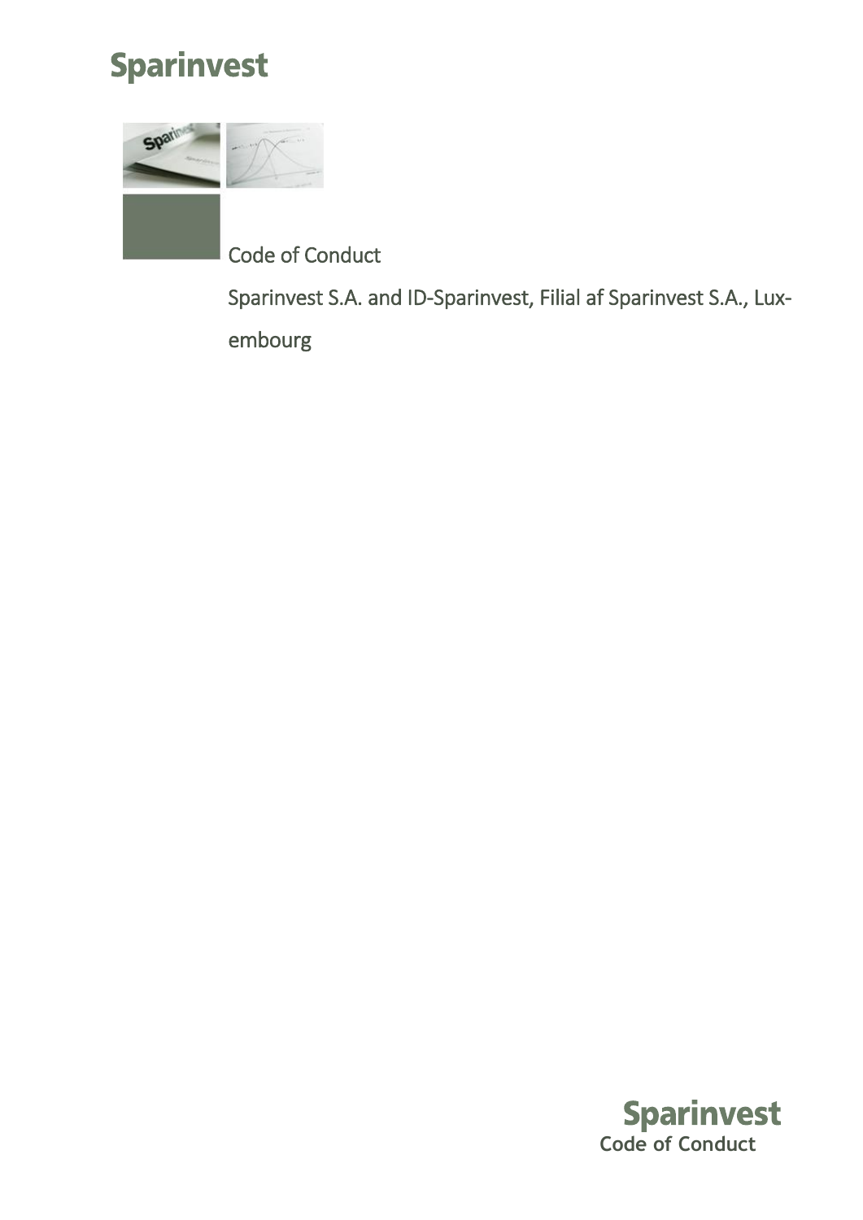# Sparinvest

Code of Conduct

Sparinvest S.A. and ID-Sparinvest, Filial af Sparinvest S.A., Luxembourg

Sparinvest
Code of Conduct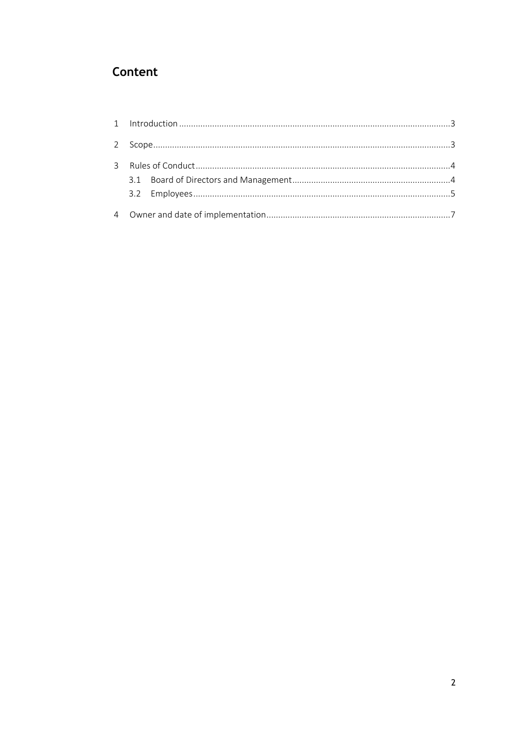# Content

| | | |
|---|---|---|
| 1 | Introduction | 3 |
| 2 | Scope | 3 |
| 3 | Rules of Conduct | 4 |
| 3.1 | Board of Directors and Management | 4 |
| 3.2 | Employees | 5 |
| 4 | Owner and date of implementation | 7 |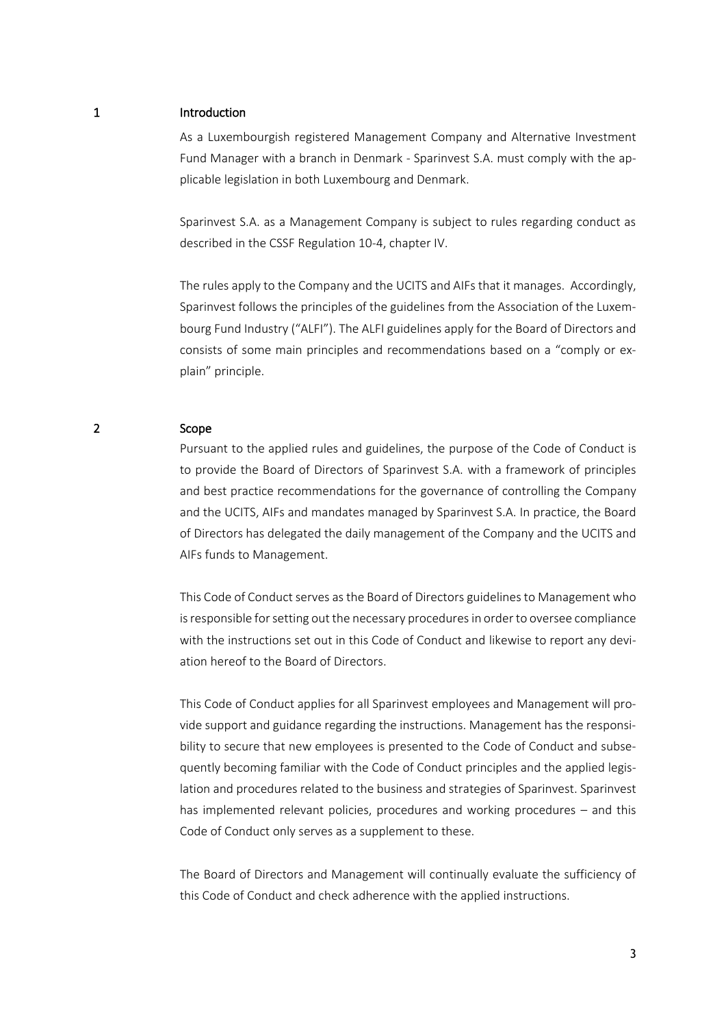## 1 Introduction

As a Luxembourgish registered Management Company and Alternative Investment Fund Manager with a branch in Denmark - Sparinvest S.A. must comply with the applicable legislation in both Luxembourg and Denmark.

Sparinvest S.A. as a Management Company is subject to rules regarding conduct as described in the CSSF Regulation 10-4, chapter IV.

The rules apply to the Company and the UCITS and AIFs that it manages. Accordingly, Sparinvest follows the principles of the guidelines from the Association of the Luxembourg Fund Industry ("ALFI"). The ALFI guidelines apply for the Board of Directors and consists of some main principles and recommendations based on a "comply or explain" principle.

## 2 Scope

Pursuant to the applied rules and guidelines, the purpose of the Code of Conduct is to provide the Board of Directors of Sparinvest S.A. with a framework of principles and best practice recommendations for the governance of controlling the Company and the UCITS, AIFs and mandates managed by Sparinvest S.A. In practice, the Board of Directors has delegated the daily management of the Company and the UCITS and AIFs funds to Management.

This Code of Conduct serves as the Board of Directors guidelines to Management who is responsible for setting out the necessary procedures in order to oversee compliance with the instructions set out in this Code of Conduct and likewise to report any deviation hereof to the Board of Directors.

This Code of Conduct applies for all Sparinvest employees and Management will provide support and guidance regarding the instructions. Management has the responsibility to secure that new employees is presented to the Code of Conduct and subsequently becoming familiar with the Code of Conduct principles and the applied legislation and procedures related to the business and strategies of Sparinvest. Sparinvest has implemented relevant policies, procedures and working procedures – and this Code of Conduct only serves as a supplement to these.

The Board of Directors and Management will continually evaluate the sufficiency of this Code of Conduct and check adherence with the applied instructions.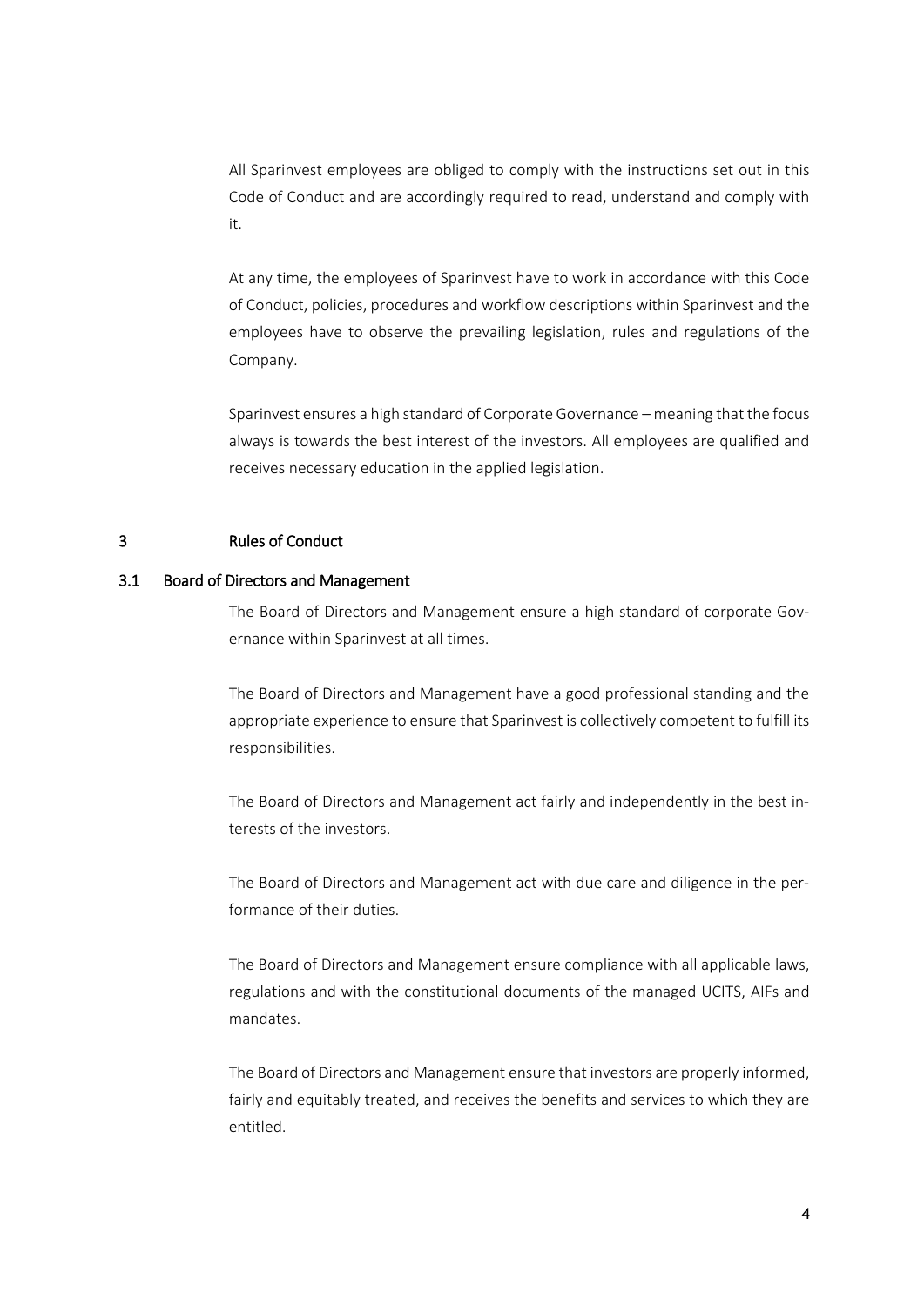All Sparinvest employees are obliged to comply with the instructions set out in this Code of Conduct and are accordingly required to read, understand and comply with it.

At any time, the employees of Sparinvest have to work in accordance with this Code of Conduct, policies, procedures and workflow descriptions within Sparinvest and the employees have to observe the prevailing legislation, rules and regulations of the Company.

Sparinvest ensures a high standard of Corporate Governance – meaning that the focus always is towards the best interest of the investors. All employees are qualified and receives necessary education in the applied legislation.

# 3 Rules of Conduct

## 3.1 Board of Directors and Management

The Board of Directors and Management ensure a high standard of corporate Governance within Sparinvest at all times.

The Board of Directors and Management have a good professional standing and the appropriate experience to ensure that Sparinvest is collectively competent to fulfill its responsibilities.

The Board of Directors and Management act fairly and independently in the best interests of the investors.

The Board of Directors and Management act with due care and diligence in the performance of their duties.

The Board of Directors and Management ensure compliance with all applicable laws, regulations and with the constitutional documents of the managed UCITS, AIFs and mandates.

The Board of Directors and Management ensure that investors are properly informed, fairly and equitably treated, and receives the benefits and services to which they are entitled.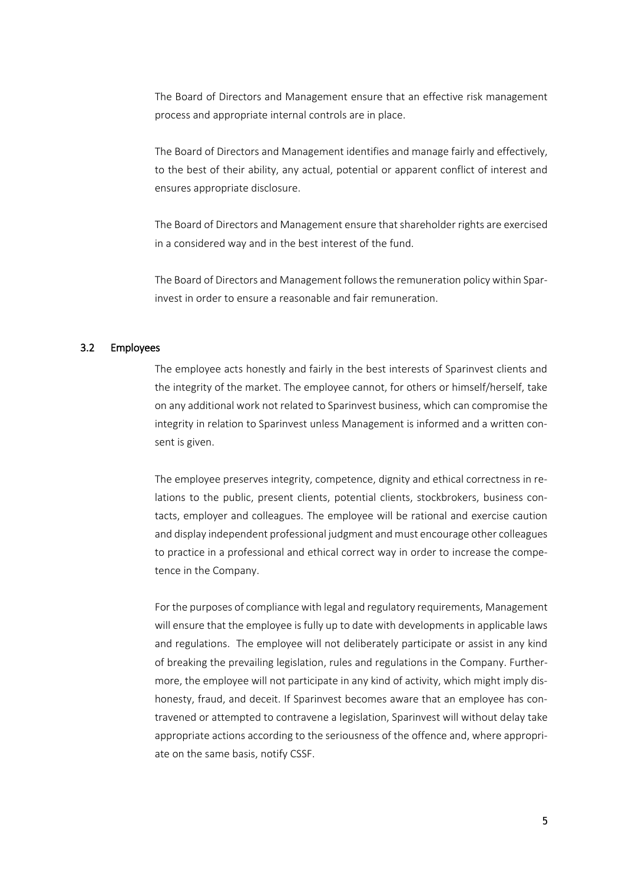The Board of Directors and Management ensure that an effective risk management process and appropriate internal controls are in place.

The Board of Directors and Management identifies and manage fairly and effectively, to the best of their ability, any actual, potential or apparent conflict of interest and ensures appropriate disclosure.

The Board of Directors and Management ensure that shareholder rights are exercised in a considered way and in the best interest of the fund.

The Board of Directors and Management follows the remuneration policy within Sparinvest in order to ensure a reasonable and fair remuneration.

### 3.2 Employees

The employee acts honestly and fairly in the best interests of Sparinvest clients and the integrity of the market. The employee cannot, for others or himself/herself, take on any additional work not related to Sparinvest business, which can compromise the integrity in relation to Sparinvest unless Management is informed and a written consent is given.

The employee preserves integrity, competence, dignity and ethical correctness in relations to the public, present clients, potential clients, stockbrokers, business contacts, employer and colleagues. The employee will be rational and exercise caution and display independent professional judgment and must encourage other colleagues to practice in a professional and ethical correct way in order to increase the competence in the Company.

For the purposes of compliance with legal and regulatory requirements, Management will ensure that the employee is fully up to date with developments in applicable laws and regulations. The employee will not deliberately participate or assist in any kind of breaking the prevailing legislation, rules and regulations in the Company. Furthermore, the employee will not participate in any kind of activity, which might imply dishonesty, fraud, and deceit. If Sparinvest becomes aware that an employee has contravened or attempted to contravene a legislation, Sparinvest will without delay take appropriate actions according to the seriousness of the offence and, where appropriate on the same basis, notify CSSF.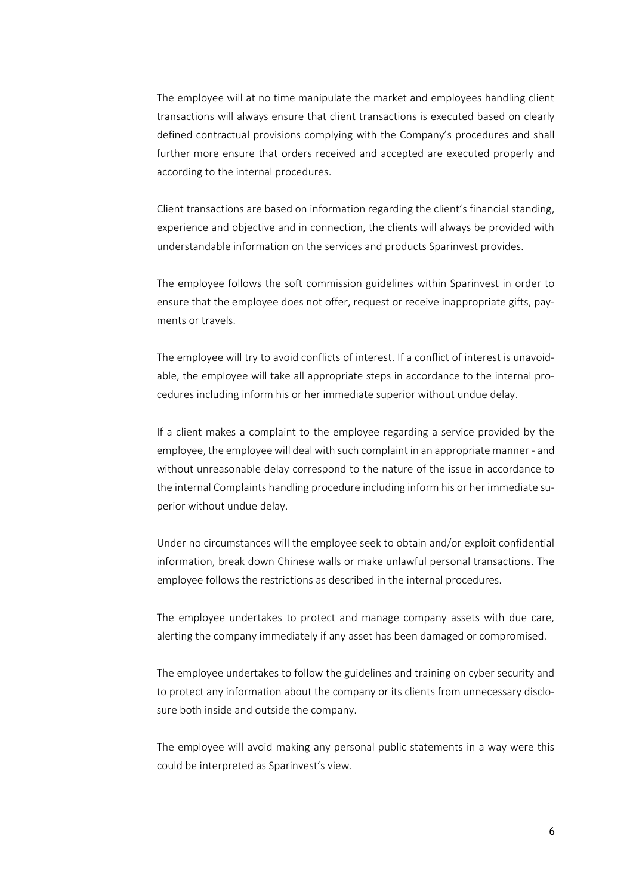The employee will at no time manipulate the market and employees handling client transactions will always ensure that client transactions is executed based on clearly defined contractual provisions complying with the Company's procedures and shall further more ensure that orders received and accepted are executed properly and according to the internal procedures.

Client transactions are based on information regarding the client's financial standing, experience and objective and in connection, the clients will always be provided with understandable information on the services and products Sparinvest provides.

The employee follows the soft commission guidelines within Sparinvest in order to ensure that the employee does not offer, request or receive inappropriate gifts, payments or travels.

The employee will try to avoid conflicts of interest. If a conflict of interest is unavoidable, the employee will take all appropriate steps in accordance to the internal procedures including inform his or her immediate superior without undue delay.

If a client makes a complaint to the employee regarding a service provided by the employee, the employee will deal with such complaint in an appropriate manner - and without unreasonable delay correspond to the nature of the issue in accordance to the internal Complaints handling procedure including inform his or her immediate superior without undue delay.

Under no circumstances will the employee seek to obtain and/or exploit confidential information, break down Chinese walls or make unlawful personal transactions. The employee follows the restrictions as described in the internal procedures.

The employee undertakes to protect and manage company assets with due care, alerting the company immediately if any asset has been damaged or compromised.

The employee undertakes to follow the guidelines and training on cyber security and to protect any information about the company or its clients from unnecessary disclosure both inside and outside the company.

The employee will avoid making any personal public statements in a way were this could be interpreted as Sparinvest's view.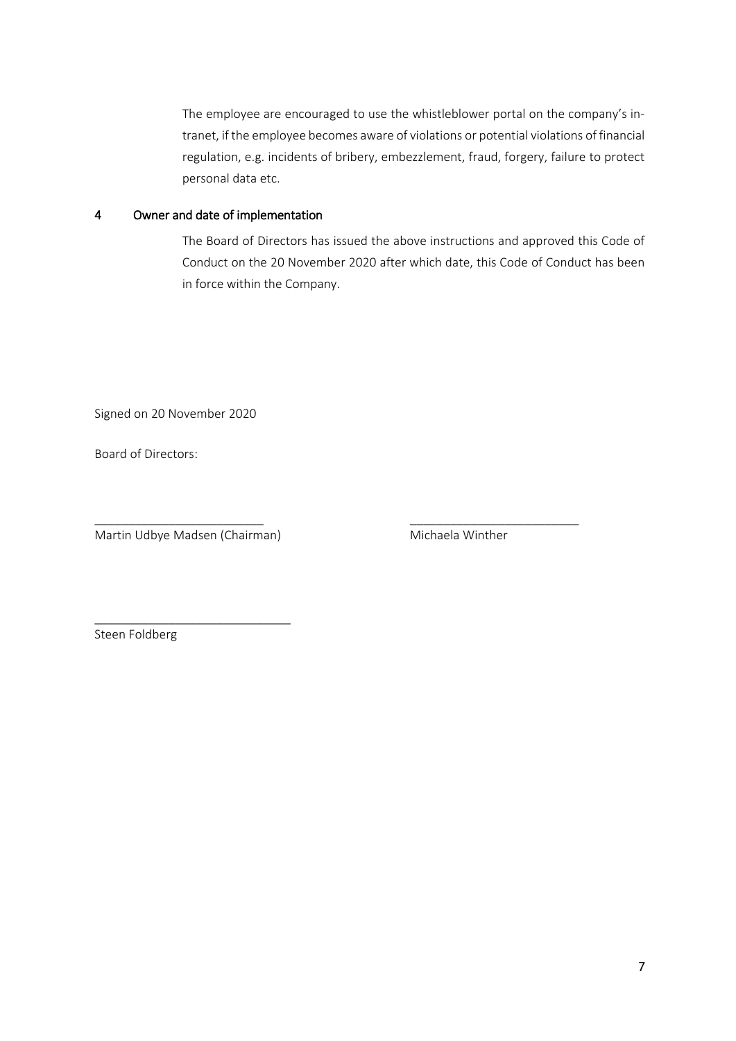The employee are encouraged to use the whistleblower portal on the company's intranet, if the employee becomes aware of violations or potential violations of financial regulation, e.g. incidents of bribery, embezzlement, fraud, forgery, failure to protect personal data etc.

## 4 Owner and date of implementation

The Board of Directors has issued the above instructions and approved this Code of Conduct on the 20 November 2020 after which date, this Code of Conduct has been in force within the Company.

Signed on 20 November 2020

Board of Directors:

_________________________
Martin Udbye Madsen (Chairman)

_________________________
Michaela Winther

_____________________________
Steen Foldberg